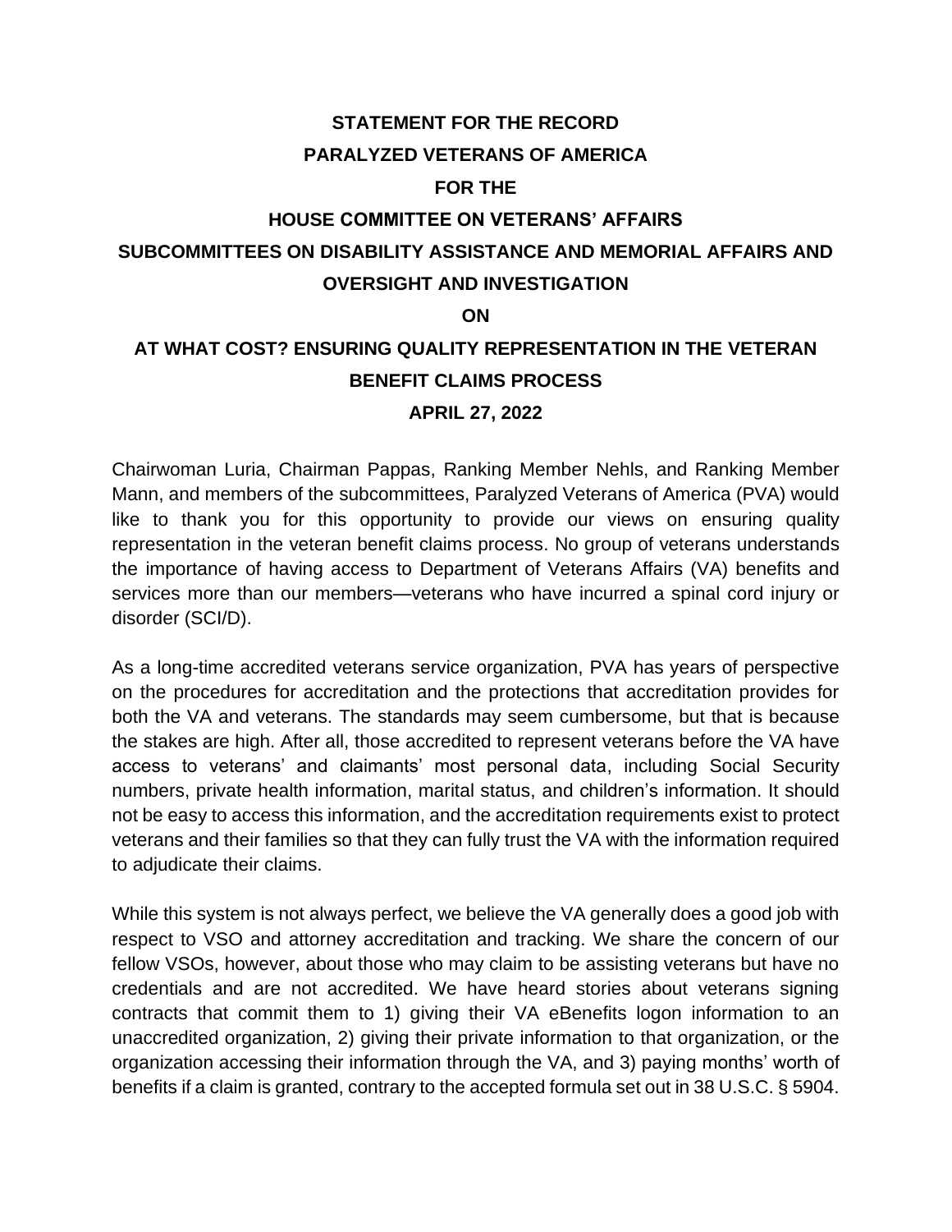**STATEMENT FOR THE RECORD**

**PARALYZED VETERANS OF AMERICA**

**FOR THE**

**HOUSE COMMITTEE ON VETERANS' AFFAIRS**

**SUBCOMMITTEES ON DISABILITY ASSISTANCE AND MEMORIAL AFFAIRS AND OVERSIGHT AND INVESTIGATION**

**ON**

**AT WHAT COST? ENSURING QUALITY REPRESENTATION IN THE VETERAN BENEFIT CLAIMS PROCESS**

**APRIL 27, 2022**

Chairwoman Luria, Chairman Pappas, Ranking Member Nehls, and Ranking Member Mann, and members of the subcommittees, Paralyzed Veterans of America (PVA) would like to thank you for this opportunity to provide our views on ensuring quality representation in the veteran benefit claims process. No group of veterans understands the importance of having access to Department of Veterans Affairs (VA) benefits and services more than our members—veterans who have incurred a spinal cord injury or disorder (SCI/D).

As a long-time accredited veterans service organization, PVA has years of perspective on the procedures for accreditation and the protections that accreditation provides for both the VA and veterans. The standards may seem cumbersome, but that is because the stakes are high. After all, those accredited to represent veterans before the VA have access to veterans' and claimants' most personal data, including Social Security numbers, private health information, marital status, and children's information. It should not be easy to access this information, and the accreditation requirements exist to protect veterans and their families so that they can fully trust the VA with the information required to adjudicate their claims.

While this system is not always perfect, we believe the VA generally does a good job with respect to VSO and attorney accreditation and tracking. We share the concern of our fellow VSOs, however, about those who may claim to be assisting veterans but have no credentials and are not accredited. We have heard stories about veterans signing contracts that commit them to 1) giving their VA eBenefits logon information to an unaccredited organization, 2) giving their private information to that organization, or the organization accessing their information through the VA, and 3) paying months' worth of benefits if a claim is granted, contrary to the accepted formula set out in 38 U.S.C. § 5904.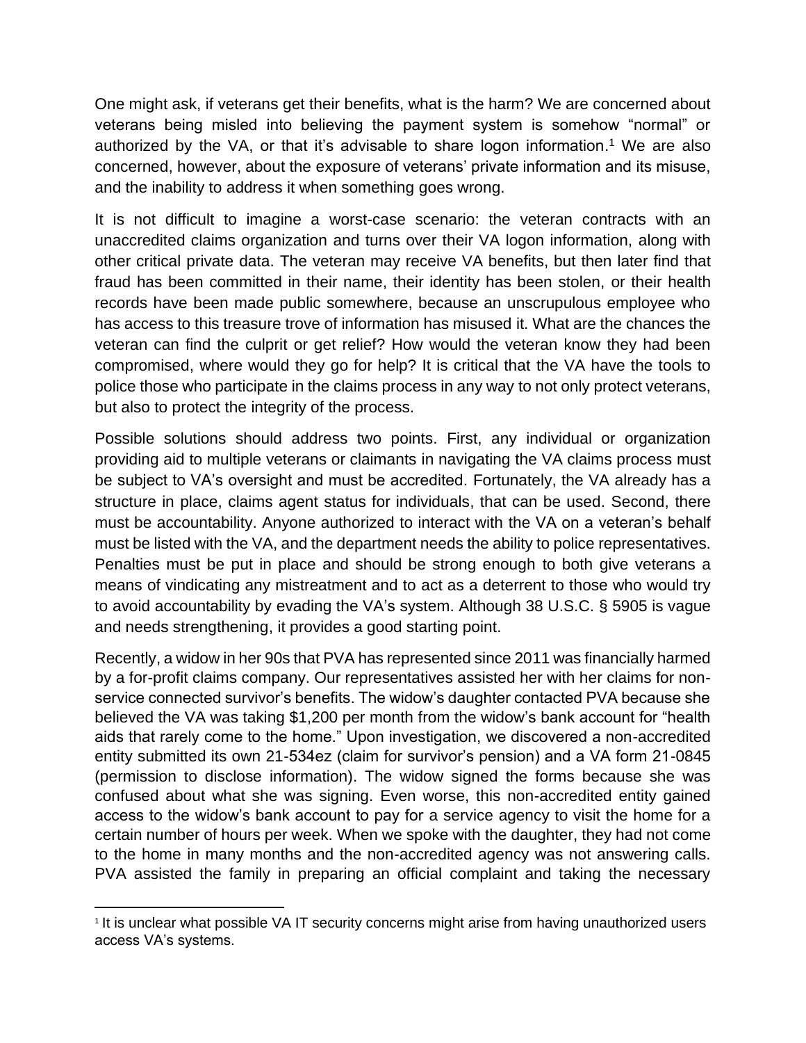One might ask, if veterans get their benefits, what is the harm? We are concerned about veterans being misled into believing the payment system is somehow "normal" or authorized by the VA, or that it's advisable to share logon information.[1] We are also concerned, however, about the exposure of veterans' private information and its misuse, and the inability to address it when something goes wrong.

It is not difficult to imagine a worst-case scenario: the veteran contracts with an unaccredited claims organization and turns over their VA logon information, along with other critical private data. The veteran may receive VA benefits, but then later find that fraud has been committed in their name, their identity has been stolen, or their health records have been made public somewhere, because an unscrupulous employee who has access to this treasure trove of information has misused it. What are the chances the veteran can find the culprit or get relief? How would the veteran know they had been compromised, where would they go for help? It is critical that the VA have the tools to police those who participate in the claims process in any way to not only protect veterans, but also to protect the integrity of the process.

Possible solutions should address two points. First, any individual or organization providing aid to multiple veterans or claimants in navigating the VA claims process must be subject to VA's oversight and must be accredited. Fortunately, the VA already has a structure in place, claims agent status for individuals, that can be used. Second, there must be accountability. Anyone authorized to interact with the VA on a veteran's behalf must be listed with the VA, and the department needs the ability to police representatives. Penalties must be put in place and should be strong enough to both give veterans a means of vindicating any mistreatment and to act as a deterrent to those who would try to avoid accountability by evading the VA's system. Although 38 U.S.C. § 5905 is vague and needs strengthening, it provides a good starting point.

Recently, a widow in her 90s that PVA has represented since 2011 was financially harmed by a for-profit claims company. Our representatives assisted her with her claims for non-service connected survivor's benefits. The widow's daughter contacted PVA because she believed the VA was taking $1,200 per month from the widow's bank account for "health aids that rarely come to the home." Upon investigation, we discovered a non-accredited entity submitted its own 21-534ez (claim for survivor's pension) and a VA form 21-0845 (permission to disclose information). The widow signed the forms because she was confused about what she was signing. Even worse, this non-accredited entity gained access to the widow's bank account to pay for a service agency to visit the home for a certain number of hours per week. When we spoke with the daughter, they had not come to the home in many months and the non-accredited agency was not answering calls. PVA assisted the family in preparing an official complaint and taking the necessary

---

[1] It is unclear what possible VA IT security concerns might arise from having unauthorized users access VA's systems.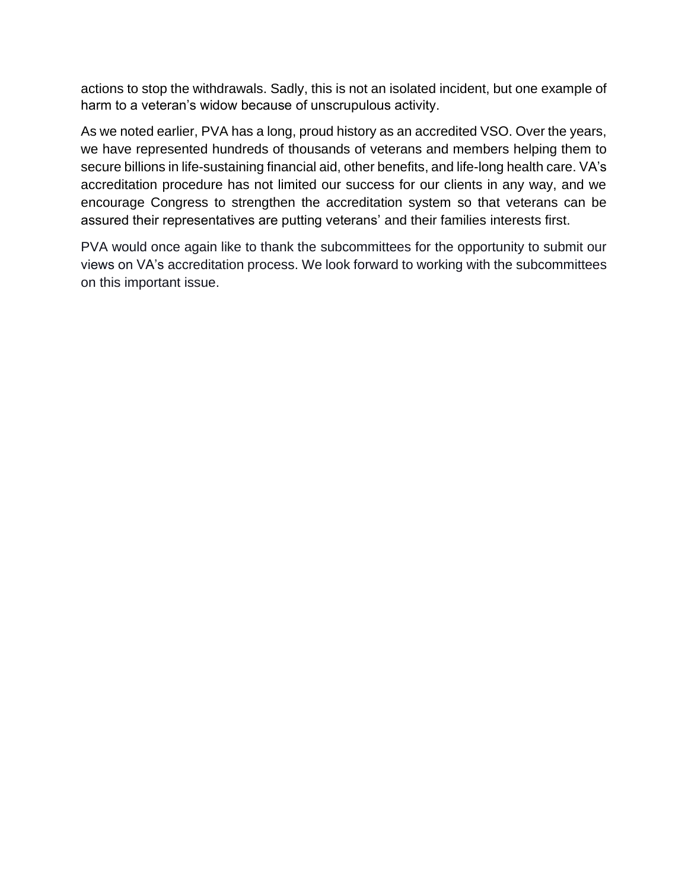actions to stop the withdrawals. Sadly, this is not an isolated incident, but one example of harm to a veteran's widow because of unscrupulous activity.

As we noted earlier, PVA has a long, proud history as an accredited VSO. Over the years, we have represented hundreds of thousands of veterans and members helping them to secure billions in life-sustaining financial aid, other benefits, and life-long health care. VA's accreditation procedure has not limited our success for our clients in any way, and we encourage Congress to strengthen the accreditation system so that veterans can be assured their representatives are putting veterans' and their families interests first.

PVA would once again like to thank the subcommittees for the opportunity to submit our views on VA's accreditation process. We look forward to working with the subcommittees on this important issue.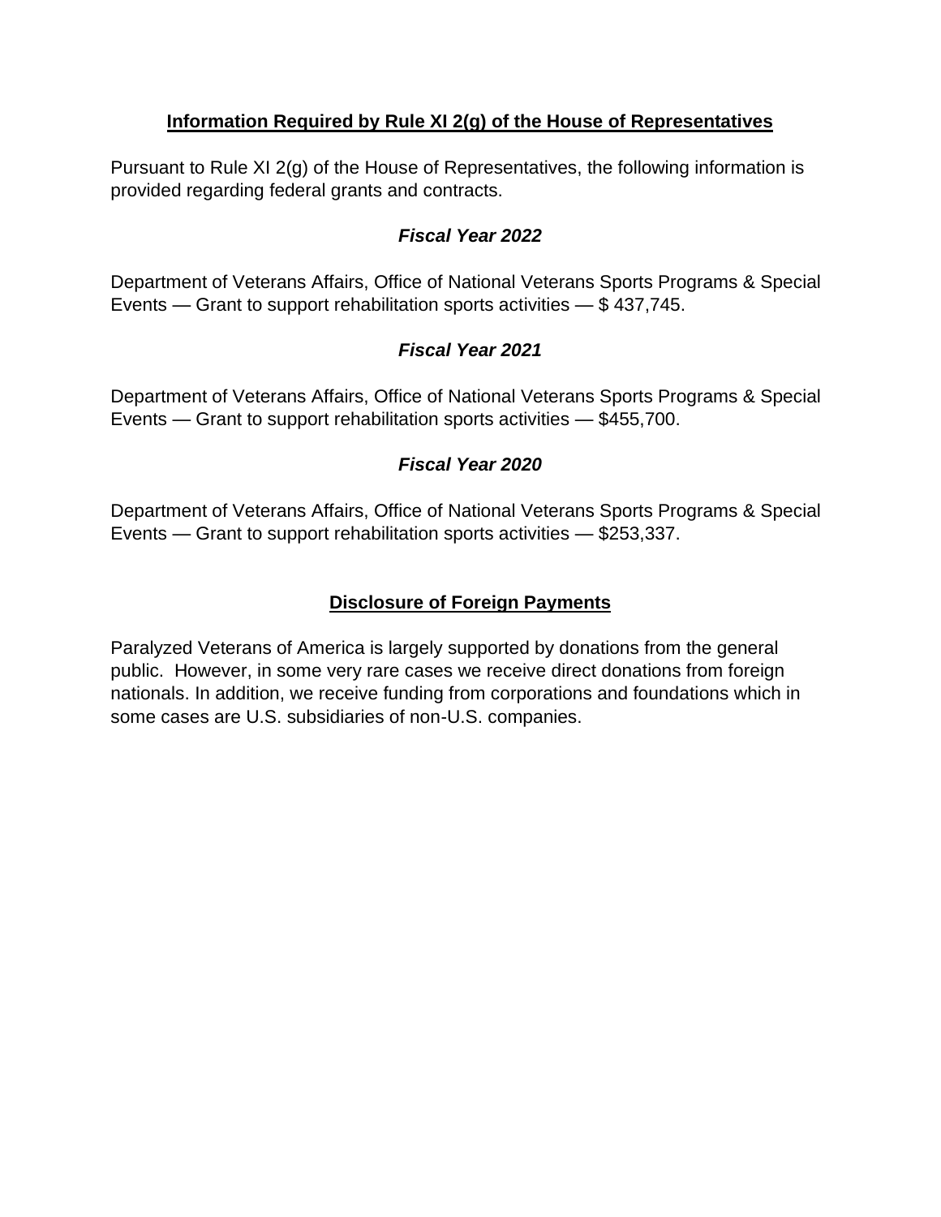## Information Required by Rule XI 2(g) of the House of Representatives

Pursuant to Rule XI 2(g) of the House of Representatives, the following information is provided regarding federal grants and contracts.

### *Fiscal Year 2022*

Department of Veterans Affairs, Office of National Veterans Sports Programs & Special Events — Grant to support rehabilitation sports activities — $ 437,745.

### *Fiscal Year 2021*

Department of Veterans Affairs, Office of National Veterans Sports Programs & Special Events — Grant to support rehabilitation sports activities — $455,700.

### *Fiscal Year 2020*

Department of Veterans Affairs, Office of National Veterans Sports Programs & Special Events — Grant to support rehabilitation sports activities — $253,337.

## Disclosure of Foreign Payments

Paralyzed Veterans of America is largely supported by donations from the general public. However, in some very rare cases we receive direct donations from foreign nationals. In addition, we receive funding from corporations and foundations which in some cases are U.S. subsidiaries of non-U.S. companies.